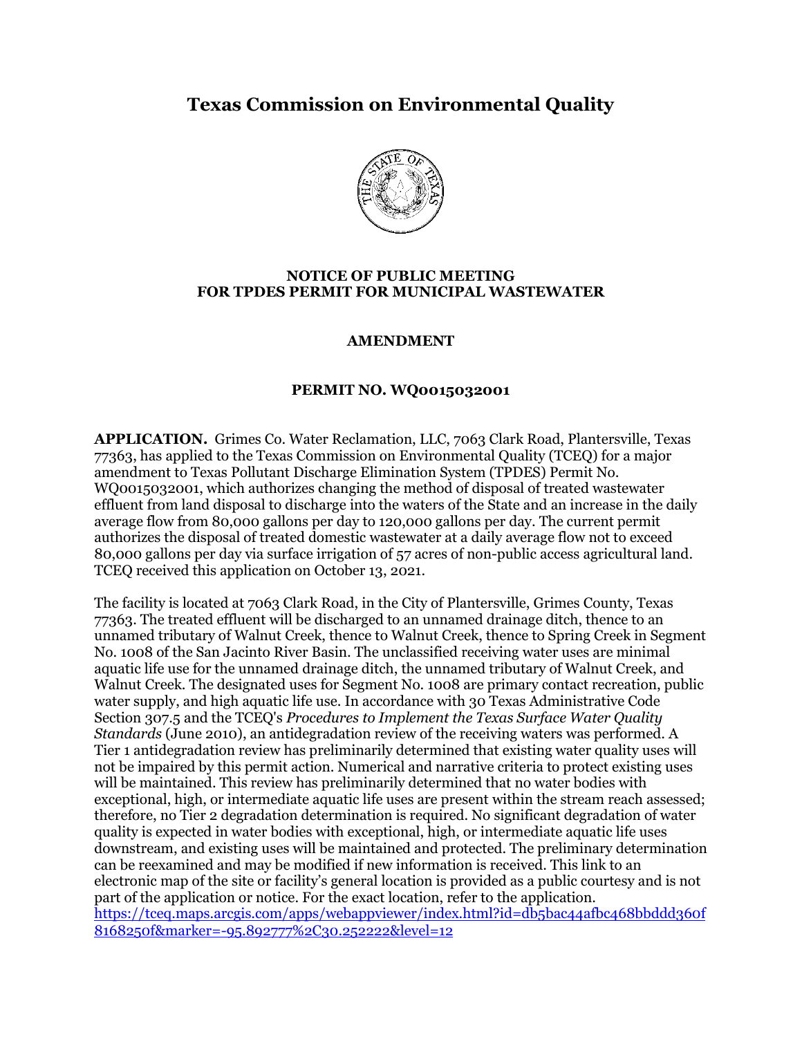# Texas Commission on Environmental Quality

**NOTICE OF PUBLIC MEETING**
**FOR TPDES PERMIT FOR MUNICIPAL WASTEWATER**

**AMENDMENT**

**PERMIT NO. WQ0015032001**

**APPLICATION.** Grimes Co. Water Reclamation, LLC, 7063 Clark Road, Plantersville, Texas 77363, has applied to the Texas Commission on Environmental Quality (TCEQ) for a major amendment to Texas Pollutant Discharge Elimination System (TPDES) Permit No. WQ0015032001, which authorizes changing the method of disposal of treated wastewater effluent from land disposal to discharge into the waters of the State and an increase in the daily average flow from 80,000 gallons per day to 120,000 gallons per day. The current permit authorizes the disposal of treated domestic wastewater at a daily average flow not to exceed 80,000 gallons per day via surface irrigation of 57 acres of non-public access agricultural land. TCEQ received this application on October 13, 2021.

The facility is located at 7063 Clark Road, in the City of Plantersville, Grimes County, Texas 77363. The treated effluent will be discharged to an unnamed drainage ditch, thence to an unnamed tributary of Walnut Creek, thence to Walnut Creek, thence to Spring Creek in Segment No. 1008 of the San Jacinto River Basin. The unclassified receiving water uses are minimal aquatic life use for the unnamed drainage ditch, the unnamed tributary of Walnut Creek, and Walnut Creek. The designated uses for Segment No. 1008 are primary contact recreation, public water supply, and high aquatic life use. In accordance with 30 Texas Administrative Code Section 307.5 and the TCEQ's *Procedures to Implement the Texas Surface Water Quality Standards* (June 2010), an antidegradation review of the receiving waters was performed. A Tier 1 antidegradation review has preliminarily determined that existing water quality uses will not be impaired by this permit action. Numerical and narrative criteria to protect existing uses will be maintained. This review has preliminarily determined that no water bodies with exceptional, high, or intermediate aquatic life uses are present within the stream reach assessed; therefore, no Tier 2 degradation determination is required. No significant degradation of water quality is expected in water bodies with exceptional, high, or intermediate aquatic life uses downstream, and existing uses will be maintained and protected. The preliminary determination can be reexamined and may be modified if new information is received. This link to an electronic map of the site or facility's general location is provided as a public courtesy and is not part of the application or notice. For the exact location, refer to the application.
https://tceq.maps.arcgis.com/apps/webappviewer/index.html?id=db5bac44afbc468bbddd360f8168250f&marker=-95.892777%2C30.252222&level=12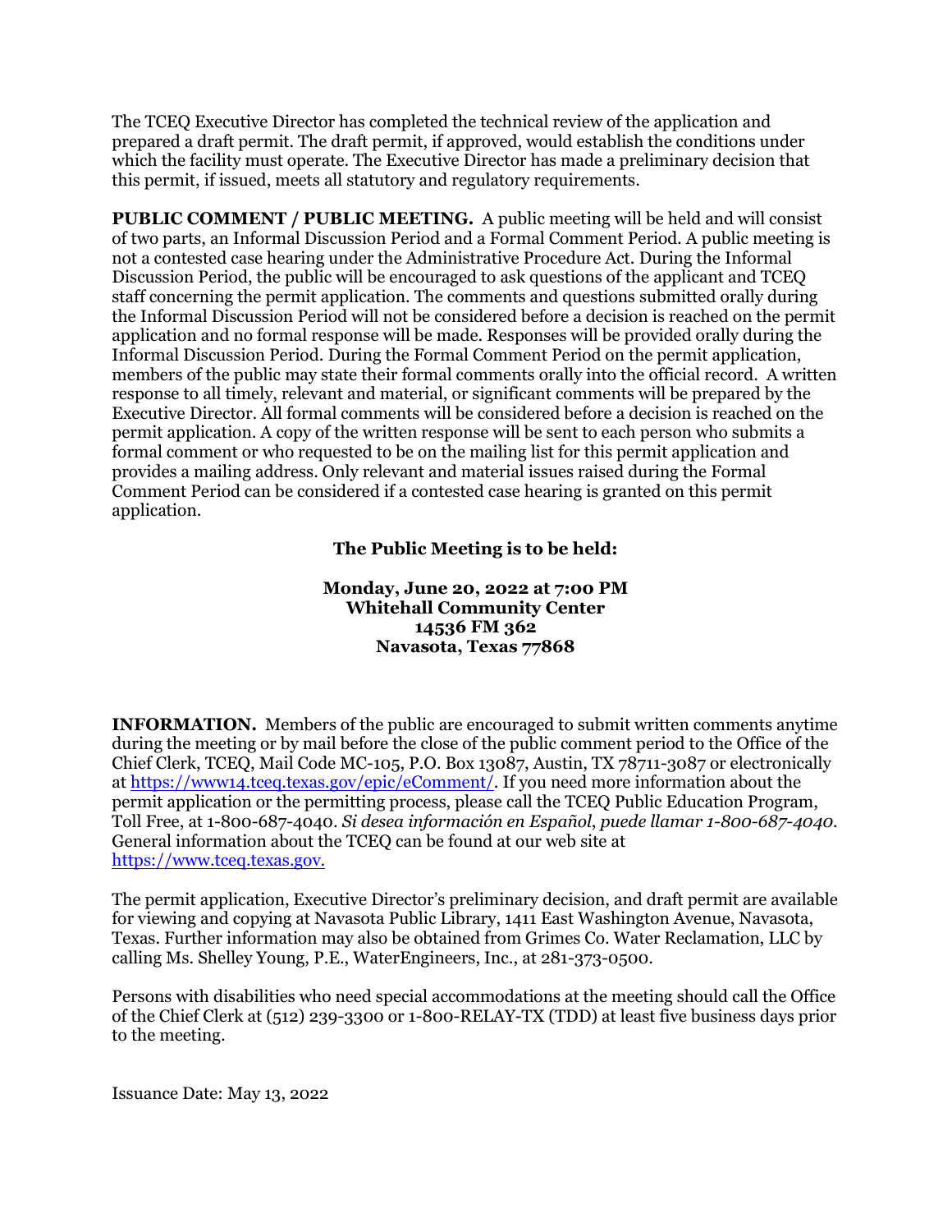The TCEQ Executive Director has completed the technical review of the application and prepared a draft permit. The draft permit, if approved, would establish the conditions under which the facility must operate. The Executive Director has made a preliminary decision that this permit, if issued, meets all statutory and regulatory requirements.

**PUBLIC COMMENT / PUBLIC MEETING.** A public meeting will be held and will consist of two parts, an Informal Discussion Period and a Formal Comment Period. A public meeting is not a contested case hearing under the Administrative Procedure Act. During the Informal Discussion Period, the public will be encouraged to ask questions of the applicant and TCEQ staff concerning the permit application. The comments and questions submitted orally during the Informal Discussion Period will not be considered before a decision is reached on the permit application and no formal response will be made. Responses will be provided orally during the Informal Discussion Period. During the Formal Comment Period on the permit application, members of the public may state their formal comments orally into the official record. A written response to all timely, relevant and material, or significant comments will be prepared by the Executive Director. All formal comments will be considered before a decision is reached on the permit application. A copy of the written response will be sent to each person who submits a formal comment or who requested to be on the mailing list for this permit application and provides a mailing address. Only relevant and material issues raised during the Formal Comment Period can be considered if a contested case hearing is granted on this permit application.

**The Public Meeting is to be held:**

**Monday, June 20, 2022 at 7:00 PM**
**Whitehall Community Center**
**14536 FM 362**
**Navasota, Texas 77868**

**INFORMATION.** Members of the public are encouraged to submit written comments anytime during the meeting or by mail before the close of the public comment period to the Office of the Chief Clerk, TCEQ, Mail Code MC-105, P.O. Box 13087, Austin, TX 78711-3087 or electronically at https://www14.tceq.texas.gov/epic/eComment/. If you need more information about the permit application or the permitting process, please call the TCEQ Public Education Program, Toll Free, at 1-800-687-4040. *Si desea información en Español, puede llamar 1-800-687-4040.* General information about the TCEQ can be found at our web site at https://www.tceq.texas.gov.

The permit application, Executive Director's preliminary decision, and draft permit are available for viewing and copying at Navasota Public Library, 1411 East Washington Avenue, Navasota, Texas. Further information may also be obtained from Grimes Co. Water Reclamation, LLC by calling Ms. Shelley Young, P.E., WaterEngineers, Inc., at 281-373-0500.

Persons with disabilities who need special accommodations at the meeting should call the Office of the Chief Clerk at (512) 239-3300 or 1-800-RELAY-TX (TDD) at least five business days prior to the meeting.

Issuance Date: May 13, 2022